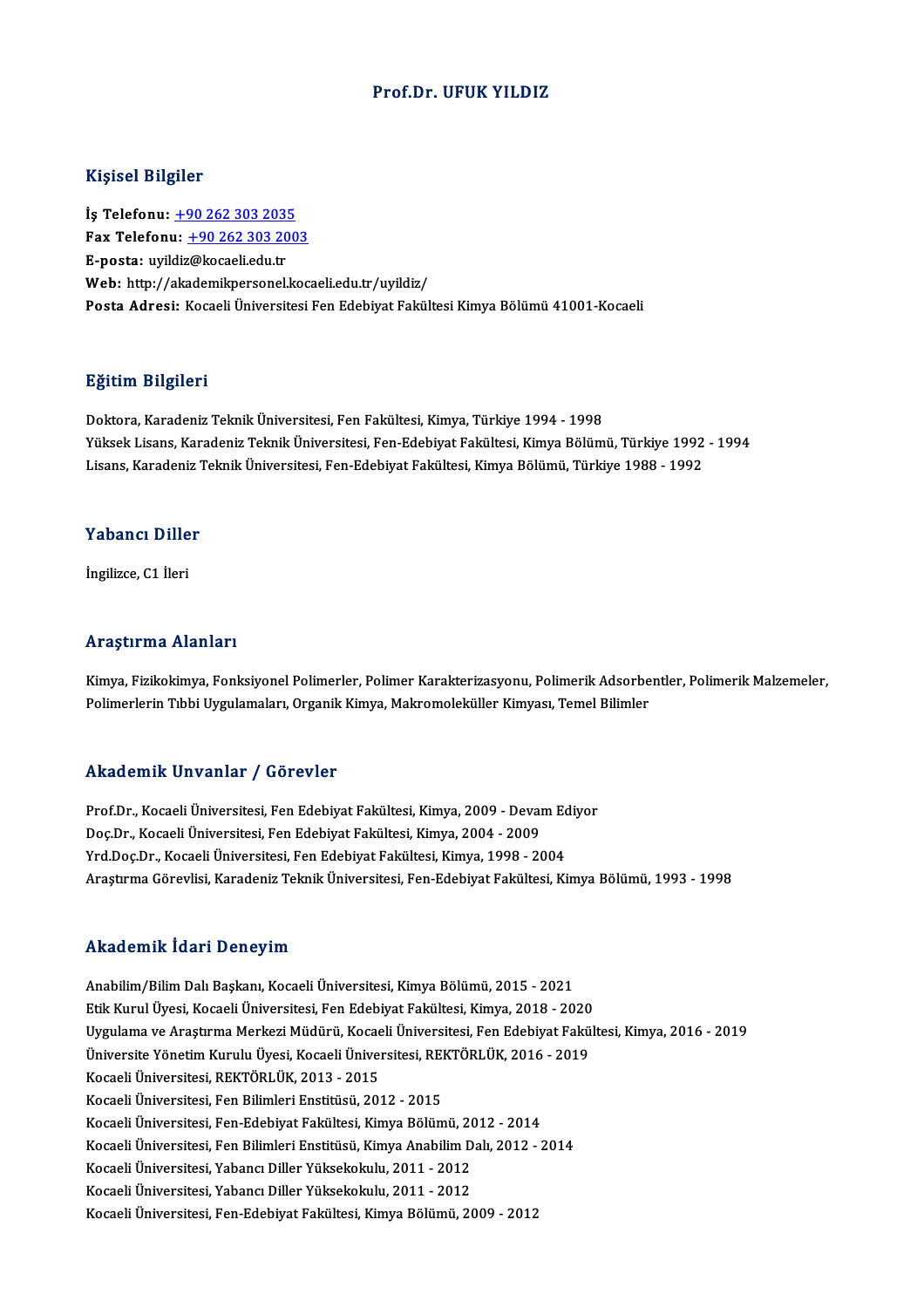# Prof.Dr. UFUK YILDIZ

## Kişisel Bilgiler

**İş Telefonu:** +90 262 303 2035
**Fax Telefonu:** +90 262 303 2003
**E-posta:** uyildiz@kocaeli.edu.tr
**Web:** http://akademikpersonel.kocaeli.edu.tr/uyildiz/
**Posta Adresi:** Kocaeli Üniversitesi Fen Edebiyat Fakültesi Kimya Bölümü 41001-Kocaeli

## Eğitim Bilgileri

Doktora, Karadeniz Teknik Üniversitesi, Fen Fakültesi, Kimya, Türkiye 1994 - 1998
Yüksek Lisans, Karadeniz Teknik Üniversitesi, Fen-Edebiyat Fakültesi, Kimya Bölümü, Türkiye 1992 - 1994
Lisans, Karadeniz Teknik Üniversitesi, Fen-Edebiyat Fakültesi, Kimya Bölümü, Türkiye 1988 - 1992

## Yabancı Diller

İngilizce, C1 İleri

## Araştırma Alanları

Kimya, Fizikokimya, Fonksiyonel Polimerler, Polimer Karakterizasyonu, Polimerik Adsorbentler, Polimerik Malzemeler, Polimerlerin Tıbbi Uygulamaları, Organik Kimya, Makromoleküller Kimyası, Temel Bilimler

## Akademik Unvanlar / Görevler

Prof.Dr., Kocaeli Üniversitesi, Fen Edebiyat Fakültesi, Kimya, 2009 - Devam Ediyor
Doç.Dr., Kocaeli Üniversitesi, Fen Edebiyat Fakültesi, Kimya, 2004 - 2009
Yrd.Doç.Dr., Kocaeli Üniversitesi, Fen Edebiyat Fakültesi, Kimya, 1998 - 2004
Araştırma Görevlisi, Karadeniz Teknik Üniversitesi, Fen-Edebiyat Fakültesi, Kimya Bölümü, 1993 - 1998

## Akademik İdari Deneyim

Anabilim/Bilim Dalı Başkanı, Kocaeli Üniversitesi, Kimya Bölümü, 2015 - 2021
Etik Kurul Üyesi, Kocaeli Üniversitesi, Fen Edebiyat Fakültesi, Kimya, 2018 - 2020
Uygulama ve Araştırma Merkezi Müdürü, Kocaeli Üniversitesi, Fen Edebiyat Fakültesi, Kimya, 2016 - 2019
Üniversite Yönetim Kurulu Üyesi, Kocaeli Üniversitesi, REKTÖRLÜK, 2016 - 2019
Kocaeli Üniversitesi, REKTÖRLÜK, 2013 - 2015
Kocaeli Üniversitesi, Fen Bilimleri Enstitüsü, 2012 - 2015
Kocaeli Üniversitesi, Fen-Edebiyat Fakültesi, Kimya Bölümü, 2012 - 2014
Kocaeli Üniversitesi, Fen Bilimleri Enstitüsü, Kimya Anabilim Dalı, 2012 - 2014
Kocaeli Üniversitesi, Yabancı Diller Yüksekokulu, 2011 - 2012
Kocaeli Üniversitesi, Yabancı Diller Yüksekokulu, 2011 - 2012
Kocaeli Üniversitesi, Fen-Edebiyat Fakültesi, Kimya Bölümü, 2009 - 2012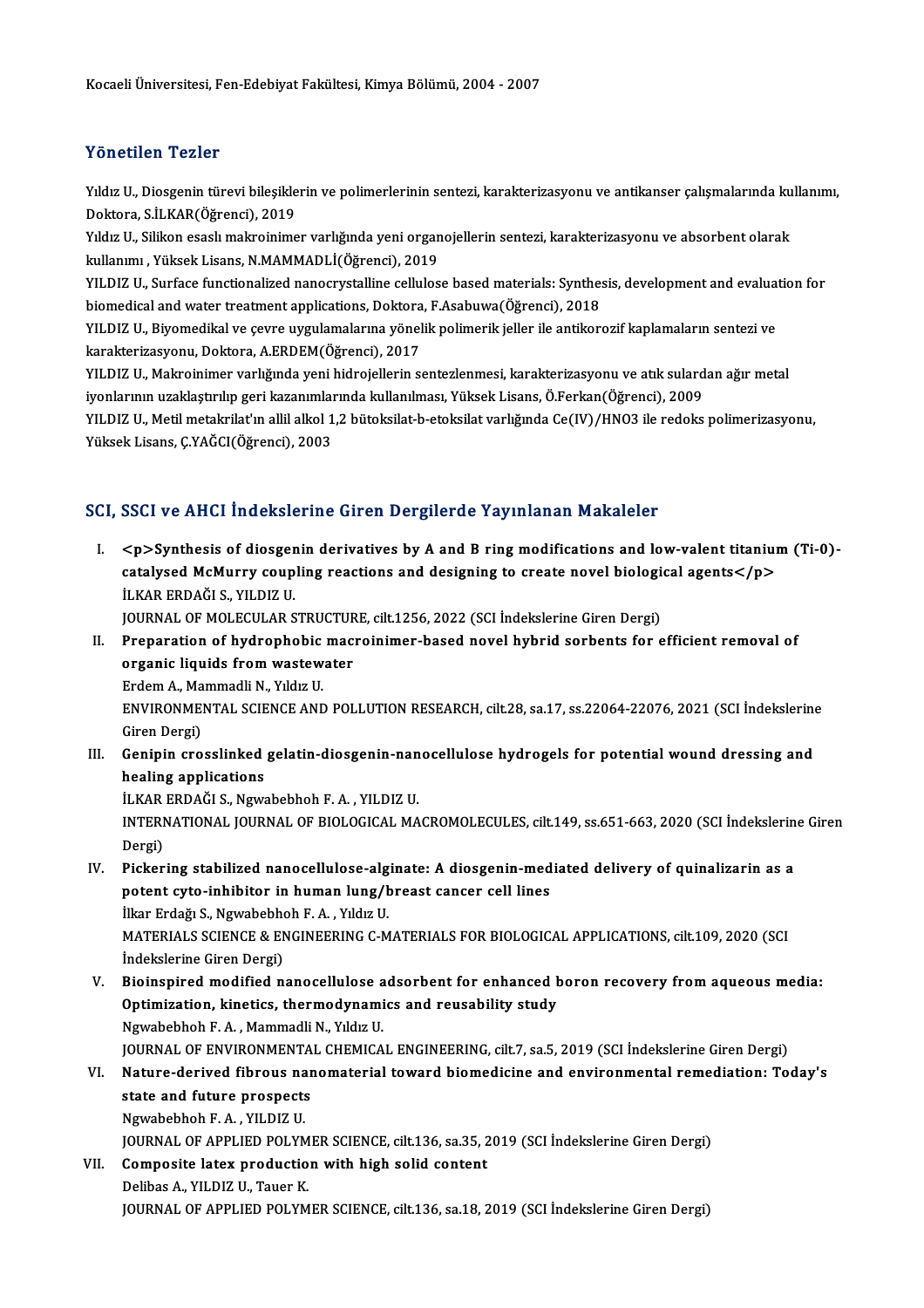Kocaeli Üniversitesi, Fen-Edebiyat Fakültesi, Kimya Bölümü, 2004 - 2007

## Yönetilen Tezler

Yıldız U., Diosgenin türevi bileşiklerin ve polimerlerinin sentezi, karakterizasyonu ve antikanser çalışmalarında kullanımı, Doktora, S.İLKAR(Öğrenci), 2019

Yıldız U., Silikon esaslı makroinimer varlığında yeni organojellerin sentezi, karakterizasyonu ve absorbent olarak kullanımı , Yüksek Lisans, N.MAMMADLİ(Öğrenci), 2019

YILDIZ U., Surface functionalized nanocrystalline cellulose based materials: Synthesis, development and evaluation for biomedical and water treatment applications, Doktora, F.Asabuwa(Öğrenci), 2018

YILDIZ U., Biyomedikal ve çevre uygulamalarına yönelik polimerik jeller ile antikorozif kaplamaların sentezi ve karakterizasyonu, Doktora, A.ERDEM(Öğrenci), 2017

YILDIZ U., Makroinimer varlığında yeni hidrojellerin sentezlenmesi, karakterizasyonu ve atık sulardan ağır metal iyonlarının uzaklaştırılıp geri kazanımlarında kullanılması, Yüksek Lisans, Ö.Ferkan(Öğrenci), 2009

YILDIZ U., Metil metakrilat'ın allil alkol 1,2 bütoksilat-b-etoksilat varlığında Ce(IV)/HNO3 ile redoks polimerizasyonu, Yüksek Lisans, Ç.YAĞCI(Öğrenci), 2003

## SCI, SSCI ve AHCI İndekslerine Giren Dergilerde Yayınlanan Makaleler

I. **<p>Synthesis of diosgenin derivatives by A and B ring modifications and low-valent titanium (Ti-0)-catalysed McMurry coupling reactions and designing to create novel biological agents</p>**
İLKAR ERDAĞI S., YILDIZ U.
JOURNAL OF MOLECULAR STRUCTURE, cilt.1256, 2022 (SCI İndekslerine Giren Dergi)

II. **Preparation of hydrophobic macroinimer-based novel hybrid sorbents for efficient removal of organic liquids from wastewater**
Erdem A., Mammadli N., Yıldız U.
ENVIRONMENTAL SCIENCE AND POLLUTION RESEARCH, cilt.28, sa.17, ss.22064-22076, 2021 (SCI İndekslerine Giren Dergi)

III. **Genipin crosslinked gelatin-diosgenin-nanocellulose hydrogels for potential wound dressing and healing applications**
İLKAR ERDAĞI S., Ngwabebhoh F. A. , YILDIZ U.
INTERNATIONAL JOURNAL OF BIOLOGICAL MACROMOLECULES, cilt.149, ss.651-663, 2020 (SCI İndekslerine Giren Dergi)

IV. **Pickering stabilized nanocellulose-alginate: A diosgenin-mediated delivery of quinalizarin as a potent cyto-inhibitor in human lung/breast cancer cell lines**
İlkar Erdağı S., Ngwabebhoh F. A. , Yıldız U.
MATERIALS SCIENCE & ENGINEERING C-MATERIALS FOR BIOLOGICAL APPLICATIONS, cilt.109, 2020 (SCI İndekslerine Giren Dergi)

V. **Bioinspired modified nanocellulose adsorbent for enhanced boron recovery from aqueous media: Optimization, kinetics, thermodynamics and reusability study**
Ngwabebhoh F. A. , Mammadli N., Yıldız U.
JOURNAL OF ENVIRONMENTAL CHEMICAL ENGINEERING, cilt.7, sa.5, 2019 (SCI İndekslerine Giren Dergi)

VI. **Nature-derived fibrous nanomaterial toward biomedicine and environmental remediation: Today's state and future prospects**
Ngwabebhoh F. A. , YILDIZ U.
JOURNAL OF APPLIED POLYMER SCIENCE, cilt.136, sa.35, 2019 (SCI İndekslerine Giren Dergi)

VII. **Composite latex production with high solid content**
Delibas A., YILDIZ U., Tauer K.
JOURNAL OF APPLIED POLYMER SCIENCE, cilt.136, sa.18, 2019 (SCI İndekslerine Giren Dergi)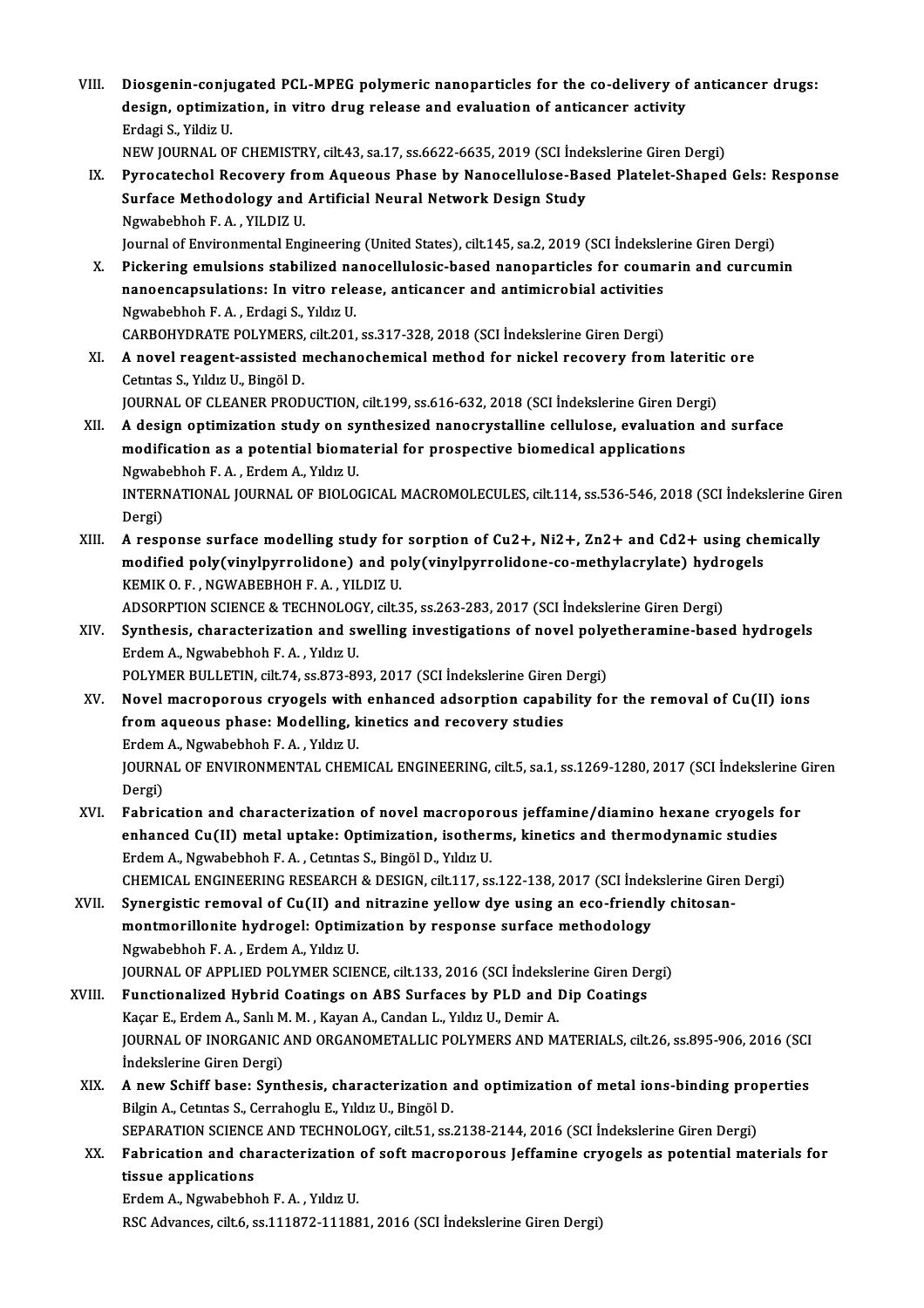VIII. **Diosgenin-conjugated PCL-MPEG polymeric nanoparticles for the co-delivery of anticancer drugs: design, optimization, in vitro drug release and evaluation of anticancer activity**
Erdagi S., Yildiz U.
NEW JOURNAL OF CHEMISTRY, cilt.43, sa.17, ss.6622-6635, 2019 (SCI İndekslerine Giren Dergi)

IX. **Pyrocatechol Recovery from Aqueous Phase by Nanocellulose-Based Platelet-Shaped Gels: Response Surface Methodology and Artificial Neural Network Design Study**
Ngwabebhoh F. A. , YILDIZ U.
Journal of Environmental Engineering (United States), cilt.145, sa.2, 2019 (SCI İndekslerine Giren Dergi)

X. **Pickering emulsions stabilized nanocellulosic-based nanoparticles for coumarin and curcumin nanoencapsulations: In vitro release, anticancer and antimicrobial activities**
Ngwabebhoh F. A. , Erdagi S., Yıldız U.
CARBOHYDRATE POLYMERS, cilt.201, ss.317-328, 2018 (SCI İndekslerine Giren Dergi)

XI. **A novel reagent-assisted mechanochemical method for nickel recovery from lateritic ore**
Cetıntas S., Yıldız U., Bingöl D.
JOURNAL OF CLEANER PRODUCTION, cilt.199, ss.616-632, 2018 (SCI İndekslerine Giren Dergi)

XII. **A design optimization study on synthesized nanocrystalline cellulose, evaluation and surface modification as a potential biomaterial for prospective biomedical applications**
Ngwabebhoh F. A. , Erdem A., Yıldız U.
INTERNATIONAL JOURNAL OF BIOLOGICAL MACROMOLECULES, cilt.114, ss.536-546, 2018 (SCI İndekslerine Giren Dergi)

XIII. **A response surface modelling study for sorption of $Cu^{2+}$, $Ni^{2+}$, $Zn^{2+}$ and $Cd^{2+}$ using chemically modified poly(vinylpyrrolidone) and poly(vinylpyrrolidone-co-methylacrylate) hydrogels**
KEMIK O. F. , NGWABEBHOH F. A. , YILDIZ U.
ADSORPTION SCIENCE & TECHNOLOGY, cilt.35, ss.263-283, 2017 (SCI İndekslerine Giren Dergi)

XIV. **Synthesis, characterization and swelling investigations of novel polyetheramine-based hydrogels**
Erdem A., Ngwabebhoh F. A. , Yıldız U.
POLYMER BULLETIN, cilt.74, ss.873-893, 2017 (SCI İndekslerine Giren Dergi)

XV. **Novel macroporous cryogels with enhanced adsorption capability for the removal of Cu(II) ions from aqueous phase: Modelling, kinetics and recovery studies**
Erdem A., Ngwabebhoh F. A. , Yıldız U.
JOURNAL OF ENVIRONMENTAL CHEMICAL ENGINEERING, cilt.5, sa.1, ss.1269-1280, 2017 (SCI İndekslerine Giren Dergi)

XVI. **Fabrication and characterization of novel macroporous jeffamine/diamino hexane cryogels for enhanced Cu(II) metal uptake: Optimization, isotherms, kinetics and thermodynamic studies**
Erdem A., Ngwabebhoh F. A. , Cetıntas S., Bingöl D., Yıldız U.
CHEMICAL ENGINEERING RESEARCH & DESIGN, cilt.117, ss.122-138, 2017 (SCI İndekslerine Giren Dergi)

XVII. **Synergistic removal of Cu(II) and nitrazine yellow dye using an eco-friendly chitosan-montmorillonite hydrogel: Optimization by response surface methodology**
Ngwabebhoh F. A. , Erdem A., Yıldız U.
JOURNAL OF APPLIED POLYMER SCIENCE, cilt.133, 2016 (SCI İndekslerine Giren Dergi)

XVIII. **Functionalized Hybrid Coatings on ABS Surfaces by PLD and Dip Coatings**
Kaçar E., Erdem A., Sanlı M. M. , Kayan A., Candan L., Yıldız U., Demir A.
JOURNAL OF INORGANIC AND ORGANOMETALLIC POLYMERS AND MATERIALS, cilt.26, ss.895-906, 2016 (SCI İndekslerine Giren Dergi)

XIX. **A new Schiff base: Synthesis, characterization and optimization of metal ions-binding properties**
Bilgin A., Cetıntas S., Cerrahoglu E., Yıldız U., Bingöl D.
SEPARATION SCIENCE AND TECHNOLOGY, cilt.51, ss.2138-2144, 2016 (SCI İndekslerine Giren Dergi)

XX. **Fabrication and characterization of soft macroporous Jeffamine cryogels as potential materials for tissue applications**
Erdem A., Ngwabebhoh F. A. , Yıldız U.
RSC Advances, cilt.6, ss.111872-111881, 2016 (SCI İndekslerine Giren Dergi)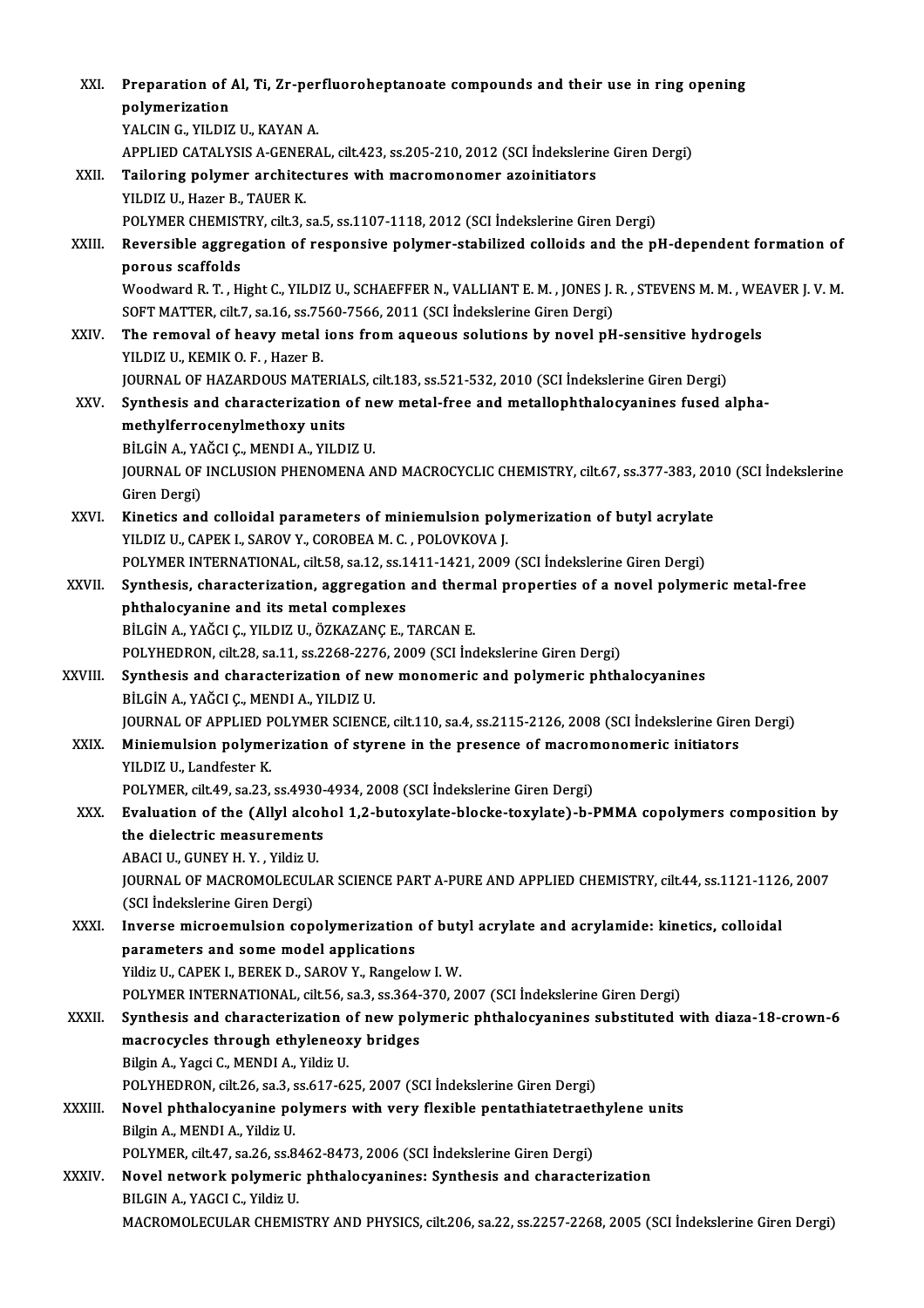XXI. **Preparation of Al, Ti, Zr-perfluoroheptanoate compounds and their use in ring opening polymerization**
YALCIN G., YILDIZ U., KAYAN A.
APPLIED CATALYSIS A-GENERAL, cilt.423, ss.205-210, 2012 (SCI İndekslerine Giren Dergi)

XXII. **Tailoring polymer architectures with macromonomer azoinitiators**
YILDIZ U., Hazer B., TAUER K.
POLYMER CHEMISTRY, cilt.3, sa.5, ss.1107-1118, 2012 (SCI İndekslerine Giren Dergi)

XXIII. **Reversible aggregation of responsive polymer-stabilized colloids and the pH-dependent formation of porous scaffolds**
Woodward R. T. , Hight C., YILDIZ U., SCHAEFFER N., VALLIANT E. M. , JONES J. R. , STEVENS M. M. , WEAVER J. V. M.
SOFT MATTER, cilt.7, sa.16, ss.7560-7566, 2011 (SCI İndekslerine Giren Dergi)

XXIV. **The removal of heavy metal ions from aqueous solutions by novel pH-sensitive hydrogels**
YILDIZ U., KEMIK O. F. , Hazer B.
JOURNAL OF HAZARDOUS MATERIALS, cilt.183, ss.521-532, 2010 (SCI İndekslerine Giren Dergi)

XXV. **Synthesis and characterization of new metal-free and metallophthalocyanines fused alpha-methylferrocenylmethoxy units**
BİLGİN A., YAĞCI Ç., MENDI A., YILDIZ U.
JOURNAL OF INCLUSION PHENOMENA AND MACROCYCLIC CHEMISTRY, cilt.67, ss.377-383, 2010 (SCI İndekslerine Giren Dergi)

XXVI. **Kinetics and colloidal parameters of miniemulsion polymerization of butyl acrylate**
YILDIZ U., CAPEK I., SAROV Y., COROBEA M. C. , POLOVKOVA J.
POLYMER INTERNATIONAL, cilt.58, sa.12, ss.1411-1421, 2009 (SCI İndekslerine Giren Dergi)

XXVII. **Synthesis, characterization, aggregation and thermal properties of a novel polymeric metal-free phthalocyanine and its metal complexes**
BİLGİN A., YAĞCI Ç., YILDIZ U., ÖZKAZANÇ E., TARCAN E.
POLYHEDRON, cilt.28, sa.11, ss.2268-2276, 2009 (SCI İndekslerine Giren Dergi)

XXVIII. **Synthesis and characterization of new monomeric and polymeric phthalocyanines**
BİLGİN A., YAĞCI Ç., MENDI A., YILDIZ U.
JOURNAL OF APPLIED POLYMER SCIENCE, cilt.110, sa.4, ss.2115-2126, 2008 (SCI İndekslerine Giren Dergi)

XXIX. **Miniemulsion polymerization of styrene in the presence of macromonomeric initiators**
YILDIZ U., Landfester K.
POLYMER, cilt.49, sa.23, ss.4930-4934, 2008 (SCI İndekslerine Giren Dergi)

XXX. **Evaluation of the (Allyl alcohol 1,2-butoxylate-blocke-toxylate)-b-PMMA copolymers composition by the dielectric measurements**
ABACI U., GUNEY H. Y. , Yildiz U.
JOURNAL OF MACROMOLECULAR SCIENCE PART A-PURE AND APPLIED CHEMISTRY, cilt.44, ss.1121-1126, 2007 (SCI İndekslerine Giren Dergi)

XXXI. **Inverse microemulsion copolymerization of butyl acrylate and acrylamide: kinetics, colloidal parameters and some model applications**
Yildiz U., CAPEK I., BEREK D., SAROV Y., Rangelow I. W.
POLYMER INTERNATIONAL, cilt.56, sa.3, ss.364-370, 2007 (SCI İndekslerine Giren Dergi)

XXXII. **Synthesis and characterization of new polymeric phthalocyanines substituted with diaza-18-crown-6 macrocycles through ethyleneoxy bridges**
Bilgin A., Yagci C., MENDI A., Yildiz U.
POLYHEDRON, cilt.26, sa.3, ss.617-625, 2007 (SCI İndekslerine Giren Dergi)

XXXIII. **Novel phthalocyanine polymers with very flexible pentathiatetraethylene units**
Bilgin A., MENDI A., Yildiz U.
POLYMER, cilt.47, sa.26, ss.8462-8473, 2006 (SCI İndekslerine Giren Dergi)

XXXIV. **Novel network polymeric phthalocyanines: Synthesis and characterization**
BILGIN A., YAGCI C., Yildiz U.
MACROMOLECULAR CHEMISTRY AND PHYSICS, cilt.206, sa.22, ss.2257-2268, 2005 (SCI İndekslerine Giren Dergi)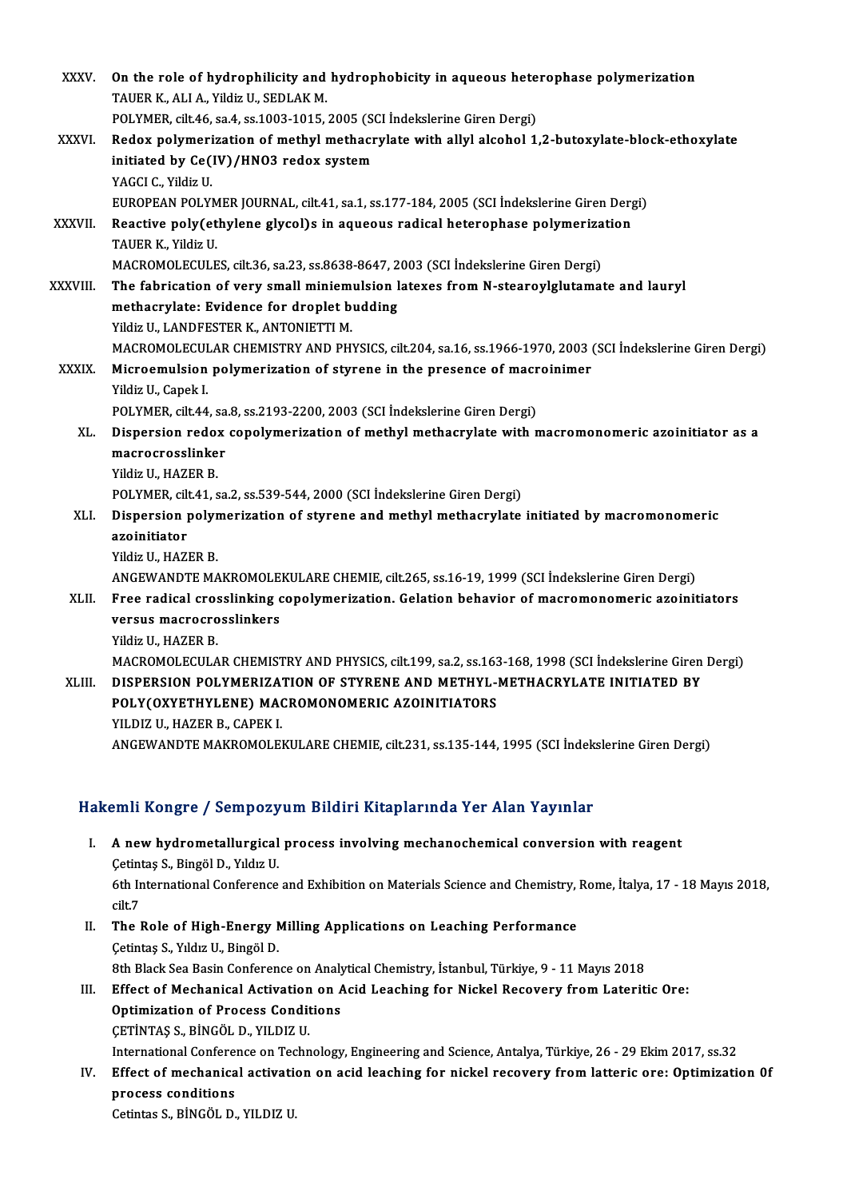XXXV. **On the role of hydrophilicity and hydrophobicity in aqueous heterophase polymerization**
TAUER K., ALI A., Yildiz U., SEDLAK M.
POLYMER, cilt.46, sa.4, ss.1003-1015, 2005 (SCI İndekslerine Giren Dergi)

XXXVI. **Redox polymerization of methyl methacrylate with allyl alcohol 1,2-butoxylate-block-ethoxylate initiated by Ce(IV)/HNO3 redox system**
YAGCI C., Yildiz U.
EUROPEAN POLYMER JOURNAL, cilt.41, sa.1, ss.177-184, 2005 (SCI İndekslerine Giren Dergi)

XXXVII. **Reactive poly(ethylene glycol)s in aqueous radical heterophase polymerization**
TAUER K., Yildiz U.
MACROMOLECULES, cilt.36, sa.23, ss.8638-8647, 2003 (SCI İndekslerine Giren Dergi)

XXXVIII. **The fabrication of very small miniemulsion latexes from N-stearoylglutamate and lauryl methacrylate: Evidence for droplet budding**
Yildiz U., LANDFESTER K., ANTONIETTI M.
MACROMOLECULAR CHEMISTRY AND PHYSICS, cilt.204, sa.16, ss.1966-1970, 2003 (SCI İndekslerine Giren Dergi)

XXXIX. **Microemulsion polymerization of styrene in the presence of macroinimer**
Yildiz U., Capek I.
POLYMER, cilt.44, sa.8, ss.2193-2200, 2003 (SCI İndekslerine Giren Dergi)

XL. **Dispersion redox copolymerization of methyl methacrylate with macromonomeric azoinitiator as a macrocrosslinker**
Yildiz U., HAZER B.
POLYMER, cilt.41, sa.2, ss.539-544, 2000 (SCI İndekslerine Giren Dergi)

XLI. **Dispersion polymerization of styrene and methyl methacrylate initiated by macromonomeric azoinitiator**
Yildiz U., HAZER B.
ANGEWANDTE MAKROMOLEKULARE CHEMIE, cilt.265, ss.16-19, 1999 (SCI İndekslerine Giren Dergi)

XLII. **Free radical crosslinking copolymerization. Gelation behavior of macromonomeric azoinitiators versus macrocrosslinkers**
Yildiz U., HAZER B.
MACROMOLECULAR CHEMISTRY AND PHYSICS, cilt.199, sa.2, ss.163-168, 1998 (SCI İndekslerine Giren Dergi)

XLIII. **DISPERSION POLYMERIZATION OF STYRENE AND METHYL-METHACRYLATE INITIATED BY POLY(OXYETHYLENE) MACROMONOMERIC AZOINITIATORS**
YILDIZ U., HAZER B., CAPEK I.
ANGEWANDTE MAKROMOLEKULARE CHEMIE, cilt.231, ss.135-144, 1995 (SCI İndekslerine Giren Dergi)

## Hakemli Kongre / Sempozyum Bildiri Kitaplarında Yer Alan Yayınlar

I. **A new hydrometallurgical process involving mechanochemical conversion with reagent**
Çetintaş S., Bingöl D., Yıldız U.
6th International Conference and Exhibition on Materials Science and Chemistry, Rome, İtalya, 17 - 18 Mayıs 2018, cilt.7

II. **The Role of High-Energy Milling Applications on Leaching Performance**
Çetintaş S., Yıldız U., Bingöl D.
8th Black Sea Basin Conference on Analytical Chemistry, İstanbul, Türkiye, 9 - 11 Mayıs 2018

III. **Effect of Mechanical Activation on Acid Leaching for Nickel Recovery from Lateritic Ore: Optimization of Process Conditions**
ÇETİNTAŞ S., BİNGÖL D., YILDIZ U.
International Conference on Technology, Engineering and Science, Antalya, Türkiye, 26 - 29 Ekim 2017, ss.32

IV. **Effect of mechanical activation on acid leaching for nickel recovery from latteric ore: Optimization 0f process conditions**
Cetintas S., BİNGÖL D., YILDIZ U.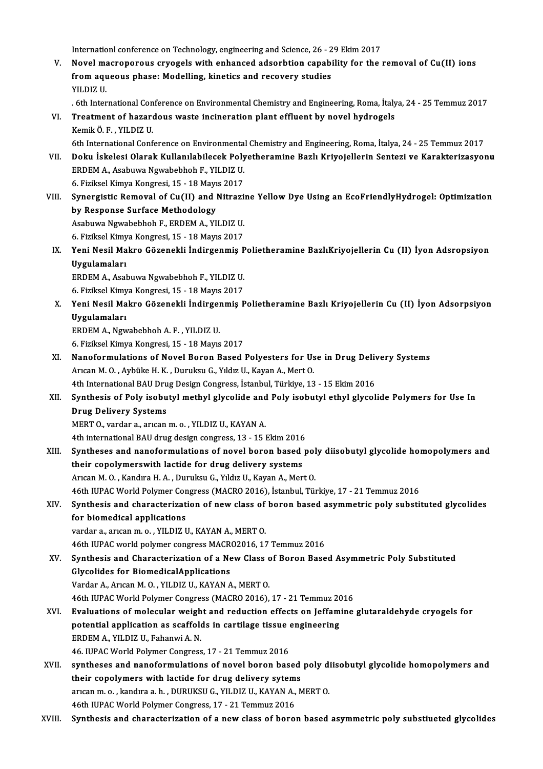Internationl conference on Technology, engineering and Science, 26 - 29 Ekim 2017

V. **Novel macroporous cryogels with enhanced adsorbtion capability for the removal of Cu(II) ions from aqueous phase: Modelling, kinetics and recovery studies**
YILDIZ U.
. 6th International Conference on Environmental Chemistry and Engineering, Roma, İtalya, 24 - 25 Temmuz 2017

VI. **Treatment of hazardous waste incineration plant effluent by novel hydrogels**
Kemik Ö. F. , YILDIZ U.
6th International Conference on Environmental Chemistry and Engineering, Roma, İtalya, 24 - 25 Temmuz 2017

VII. **Doku İskelesi Olarak Kullanılabilecek Polyetheramine Bazlı Kriyojellerin Sentezi ve Karakterizasyonu**
ERDEM A., Asabuwa Ngwabebhoh F., YILDIZ U.
6. Fiziksel Kimya Kongresi, 15 - 18 Mayıs 2017

VIII. **Synergistic Removal of Cu(II) and Nitrazine Yellow Dye Using an EcoFriendlyHydrogel: Optimization by Response Surface Methodology**
Asabuwa Ngwabebhoh F., ERDEM A., YILDIZ U.
6. Fiziksel Kimya Kongresi, 15 - 18 Mayıs 2017

IX. **Yeni Nesil Makro Gözenekli İndirgenmiş Polietheramine BazlıKriyojellerin Cu (II) İyon Adsropsiyon Uygulamaları**
ERDEM A., Asabuwa Ngwabebhoh F., YILDIZ U.
6. Fiziksel Kimya Kongresi, 15 - 18 Mayıs 2017

X. **Yeni Nesil Makro Gözenekli İndirgenmiş Polietheramine Bazlı Kriyojellerin Cu (II) İyon Adsorpsiyon Uygulamaları**
ERDEM A., Ngwabebhoh A. F. , YILDIZ U.
6. Fiziksel Kimya Kongresi, 15 - 18 Mayıs 2017

XI. **Nanoformulations of Novel Boron Based Polyesters for Use in Drug Delivery Systems**
Arıcan M. O. , Aybüke H. K. , Duruksu G., Yıldız U., Kayan A., Mert O.
4th International BAU Drug Design Congress, İstanbul, Türkiye, 13 - 15 Ekim 2016

XII. **Synthesis of Poly isobutyl methyl glycolide and Poly isobutyl ethyl glycolide Polymers for Use In Drug Delivery Systems**
MERT O., vardar a., arıcan m. o. , YILDIZ U., KAYAN A.
4th international BAU drug design congress, 13 - 15 Ekim 2016

XIII. **Syntheses and nanoformulations of novel boron based poly diisobutyl glycolide homopolymers and their copolymerswith lactide for drug delivery systems**
Arıcan M. O. , Kandıra H. A. , Duruksu G., Yıldız U., Kayan A., Mert O.
46th IUPAC World Polymer Congress (MACRO 2016), İstanbul, Türkiye, 17 - 21 Temmuz 2016

XIV. **Synthesis and characterization of new class of boron based asymmetric poly substituted glycolides for biomedical applications**
vardar a., arıcan m. o. , YILDIZ U., KAYAN A., MERT O.
46th IUPAC world polymer congress MACRO2016, 17 Temmuz 2016

XV. **Synthesis and Characterization of a New Class of Boron Based Asymmetric Poly Substituted Glycolides for BiomedicalApplications**
Vardar A., Arıcan M. O. , YILDIZ U., KAYAN A., MERT O.
46th IUPAC World Polymer Congress (MACRO 2016), 17 - 21 Temmuz 2016

XVI. **Evaluations of molecular weight and reduction effects on Jeffamine glutaraldehyde cryogels for potential application as scaffolds in cartilage tissue engineering**
ERDEM A., YILDIZ U., Fahanwi A. N.
46. IUPAC World Polymer Congress, 17 - 21 Temmuz 2016

XVII. **syntheses and nanoformulations of novel boron based poly diisobutyl glycolide homopolymers and their copolymers with lactide for drug delivery sytems**
arıcan m. o. , kandıra a. h. , DURUKSU G., YILDIZ U., KAYAN A., MERT O.
46th IUPAC World Polymer Congress, 17 - 21 Temmuz 2016

XVIII. **Synthesis and characterization of a new class of boron based asymmetric poly substiueted glycolides**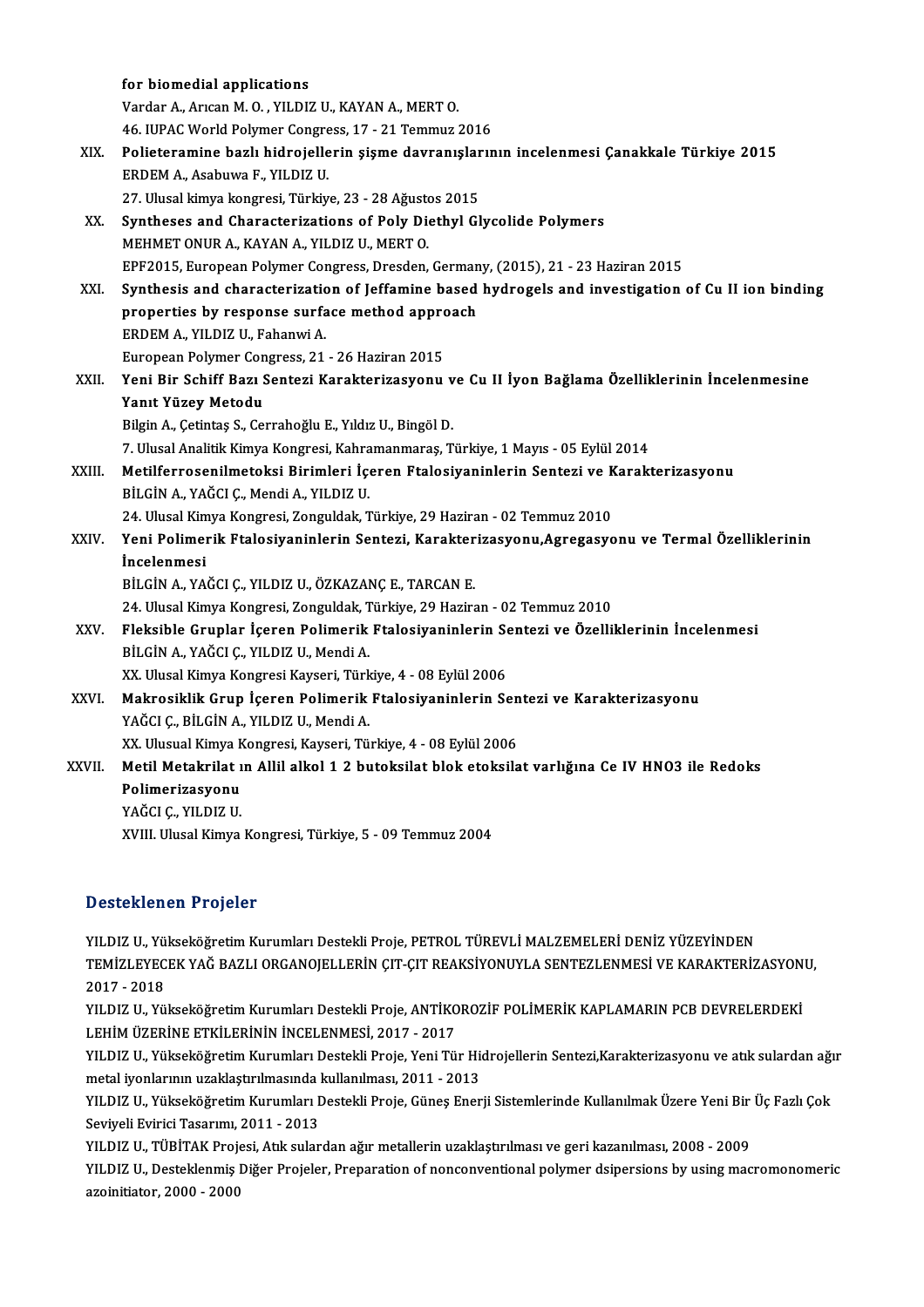for biomedial applications
Vardar A., Arıcan M. O. , YILDIZ U., KAYAN A., MERT O.
46. IUPAC World Polymer Congress, 17 - 21 Temmuz 2016

XIX. **Polieteramine bazlı hidrojellerin şişme davranışlarının incelenmesi Çanakkale Türkiye 2015**
ERDEM A., Asabuwa F., YILDIZ U.
27. Ulusal kimya kongresi, Türkiye, 23 - 28 Ağustos 2015

XX. **Syntheses and Characterizations of Poly Diethyl Glycolide Polymers**
MEHMET ONUR A., KAYAN A., YILDIZ U., MERT O.
EPF2015, European Polymer Congress, Dresden, Germany, (2015), 21 - 23 Haziran 2015

XXI. **Synthesis and characterization of Jeffamine based hydrogels and investigation of Cu II ion binding properties by response surface method approach**
ERDEM A., YILDIZ U., Fahanwi A.
European Polymer Congress, 21 - 26 Haziran 2015

XXII. **Yeni Bir Schiff Bazı Sentezi Karakterizasyonu ve Cu II İyon Bağlama Özelliklerinin İncelenmesine Yanıt Yüzey Metodu**
Bilgin A., Çetintaş S., Cerrahoğlu E., Yıldız U., Bingöl D.
7. Ulusal Analitik Kimya Kongresi, Kahramanmaraş, Türkiye, 1 Mayıs - 05 Eylül 2014

XXIII. **Metilferrosenilmetoksi Birimleri İçeren Ftalosiyaninlerin Sentezi ve Karakterizasyonu**
BİLGİN A., YAĞCI Ç., Mendi A., YILDIZ U.
24. Ulusal Kimya Kongresi, Zonguldak, Türkiye, 29 Haziran - 02 Temmuz 2010

XXIV. **Yeni Polimerik Ftalosiyaninlerin Sentezi, Karakterizasyonu,Agregasyonu ve Termal Özelliklerinin İncelenmesi**
BİLGİN A., YAĞCI Ç., YILDIZ U., ÖZKAZANÇ E., TARCAN E.
24. Ulusal Kimya Kongresi, Zonguldak, Türkiye, 29 Haziran - 02 Temmuz 2010

XXV. **Fleksible Gruplar İçeren Polimerik Ftalosiyaninlerin Sentezi ve Özelliklerinin İncelenmesi**
BİLGİN A., YAĞCI Ç., YILDIZ U., Mendi A.
XX. Ulusal Kimya Kongresi Kayseri, Türkiye, 4 - 08 Eylül 2006

XXVI. **Makrosiklik Grup İçeren Polimerik Ftalosiyaninlerin Sentezi ve Karakterizasyonu**
YAĞCI Ç., BİLGİN A., YILDIZ U., Mendi A.
XX. Ulusual Kimya Kongresi, Kayseri, Türkiye, 4 - 08 Eylül 2006

XXVII. **Metil Metakrilat ın Allil alkol 1 2 butoksilat blok etoksilat varlığına Ce IV HNO3 ile Redoks Polimerizasyonu**
YAĞCI Ç., YILDIZ U.
XVIII. Ulusal Kimya Kongresi, Türkiye, 5 - 09 Temmuz 2004

## Desteklenen Projeler

YILDIZ U., Yükseköğretim Kurumları Destekli Proje, PETROL TÜREVLİ MALZEMELERİ DENİZ YÜZEYİNDEN TEMİZLEYECEK YAĞ BAZLI ORGANOJELLERİN ÇIT-ÇIT REAKSİYONUYLA SENTEZLENMESİ VE KARAKTERİZASYONU, 2017 - 2018

YILDIZ U., Yükseköğretim Kurumları Destekli Proje, ANTİKOROZİF POLİMERİK KAPLAMARIN PCB DEVRELERDEKİ LEHİM ÜZERİNE ETKİLERİNİN İNCELENMESİ, 2017 - 2017

YILDIZ U., Yükseköğretim Kurumları Destekli Proje, Yeni Tür Hidrojellerin Sentezi,Karakterizasyonu ve atık sulardan ağır metal iyonlarının uzaklaştırılmasında kullanılması, 2011 - 2013

YILDIZ U., Yükseköğretim Kurumları Destekli Proje, Güneş Enerji Sistemlerinde Kullanılmak Üzere Yeni Bir Üç Fazlı Çok Seviyeli Evirici Tasarımı, 2011 - 2013

YILDIZ U., TÜBİTAK Projesi, Atık sulardan ağır metallerin uzaklaştırılması ve geri kazanılması, 2008 - 2009

YILDIZ U., Desteklenmiş Diğer Projeler, Preparation of nonconventional polymer dsipersions by using macromonomeric azoinitiator, 2000 - 2000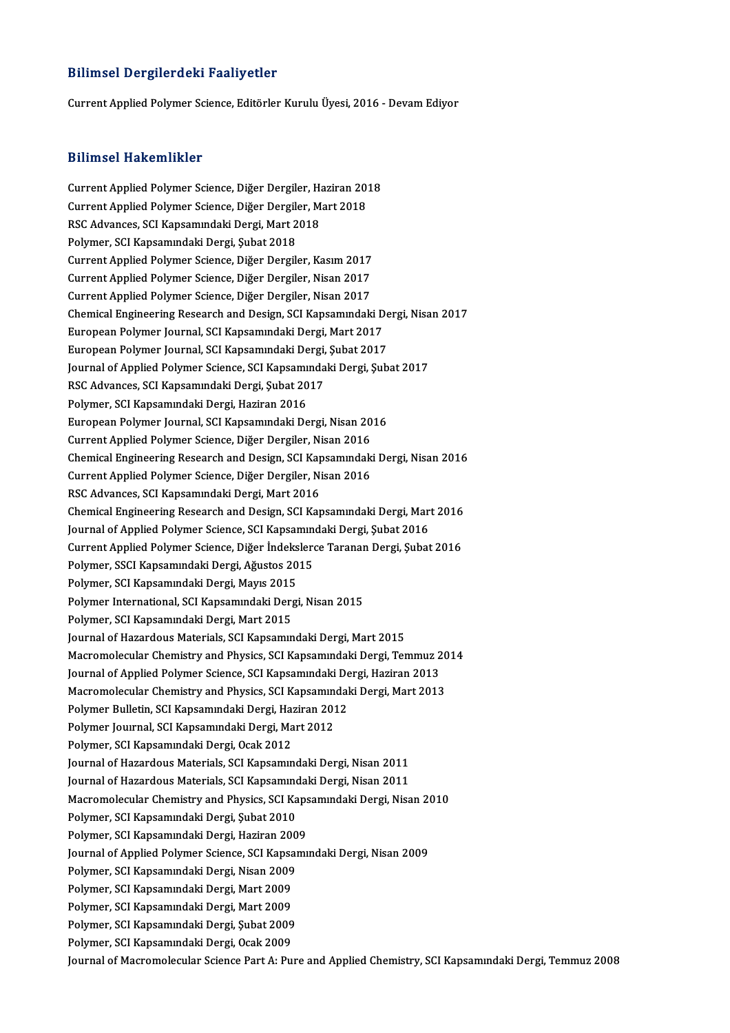## Bilimsel Dergilerdeki Faaliyetler

Current Applied Polymer Science, Editörler Kurulu Üyesi, 2016 - Devam Ediyor

## Bilimsel Hakemlikler

Current Applied Polymer Science, Diğer Dergiler, Haziran 2018
Current Applied Polymer Science, Diğer Dergiler, Mart 2018
RSC Advances, SCI Kapsamındaki Dergi, Mart 2018
Polymer, SCI Kapsamındaki Dergi, Şubat 2018
Current Applied Polymer Science, Diğer Dergiler, Kasım 2017
Current Applied Polymer Science, Diğer Dergiler, Nisan 2017
Current Applied Polymer Science, Diğer Dergiler, Nisan 2017
Chemical Engineering Research and Design, SCI Kapsamındaki Dergi, Nisan 2017
European Polymer Journal, SCI Kapsamındaki Dergi, Mart 2017
European Polymer Journal, SCI Kapsamındaki Dergi, Şubat 2017
Journal of Applied Polymer Science, SCI Kapsamındaki Dergi, Şubat 2017
RSC Advances, SCI Kapsamındaki Dergi, Şubat 2017
Polymer, SCI Kapsamındaki Dergi, Haziran 2016
European Polymer Journal, SCI Kapsamındaki Dergi, Nisan 2016
Current Applied Polymer Science, Diğer Dergiler, Nisan 2016
Chemical Engineering Research and Design, SCI Kapsamındaki Dergi, Nisan 2016
Current Applied Polymer Science, Diğer Dergiler, Nisan 2016
RSC Advances, SCI Kapsamındaki Dergi, Mart 2016
Chemical Engineering Research and Design, SCI Kapsamındaki Dergi, Mart 2016
Journal of Applied Polymer Science, SCI Kapsamındaki Dergi, Şubat 2016
Current Applied Polymer Science, Diğer İndekslerce Taranan Dergi, Şubat 2016
Polymer, SSCI Kapsamındaki Dergi, Ağustos 2015
Polymer, SCI Kapsamındaki Dergi, Mayıs 2015
Polymer International, SCI Kapsamındaki Dergi, Nisan 2015
Polymer, SCI Kapsamındaki Dergi, Mart 2015
Journal of Hazardous Materials, SCI Kapsamındaki Dergi, Mart 2015
Macromolecular Chemistry and Physics, SCI Kapsamındaki Dergi, Temmuz 2014
Journal of Applied Polymer Science, SCI Kapsamındaki Dergi, Haziran 2013
Macromolecular Chemistry and Physics, SCI Kapsamındaki Dergi, Mart 2013
Polymer Bulletin, SCI Kapsamındaki Dergi, Haziran 2012
Polymer Jourrnal, SCI Kapsamındaki Dergi, Mart 2012
Polymer, SCI Kapsamındaki Dergi, Ocak 2012
Journal of Hazardous Materials, SCI Kapsamındaki Dergi, Nisan 2011
Journal of Hazardous Materials, SCI Kapsamındaki Dergi, Nisan 2011
Macromolecular Chemistry and Physics, SCI Kapsamındaki Dergi, Nisan 2010
Polymer, SCI Kapsamındaki Dergi, Şubat 2010
Polymer, SCI Kapsamındaki Dergi, Haziran 2009
Journal of Applied Polymer Science, SCI Kapsamındaki Dergi, Nisan 2009
Polymer, SCI Kapsamındaki Dergi, Nisan 2009
Polymer, SCI Kapsamındaki Dergi, Mart 2009
Polymer, SCI Kapsamındaki Dergi, Mart 2009
Polymer, SCI Kapsamındaki Dergi, Şubat 2009
Polymer, SCI Kapsamındaki Dergi, Ocak 2009
Journal of Macromolecular Science Part A: Pure and Applied Chemistry, SCI Kapsamındaki Dergi, Temmuz 2008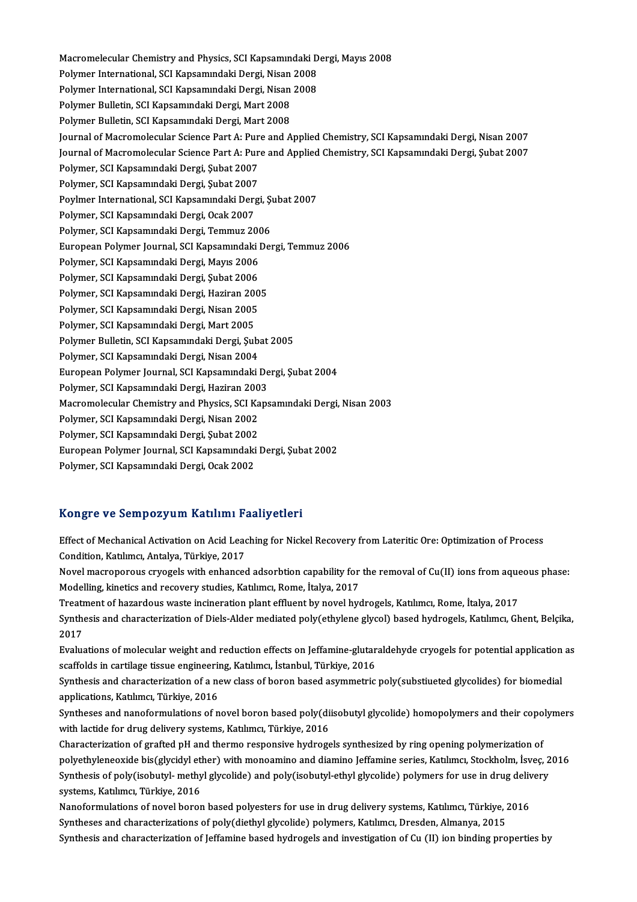Macromelecular Chemistry and Physics, SCI Kapsamındaki Dergi, Mayıs 2008
Polymer International, SCI Kapsamındaki Dergi, Nisan 2008
Polymer International, SCI Kapsamındaki Dergi, Nisan 2008
Polymer Bulletin, SCI Kapsamındaki Dergi, Mart 2008
Polymer Bulletin, SCI Kapsamındaki Dergi, Mart 2008
Journal of Macromolecular Science Part A: Pure and Applied Chemistry, SCI Kapsamındaki Dergi, Nisan 2007
Journal of Macromolecular Science Part A: Pure and Applied Chemistry, SCI Kapsamındaki Dergi, Şubat 2007
Polymer, SCI Kapsamındaki Dergi, Şubat 2007
Polymer, SCI Kapsamındaki Dergi, Şubat 2007
Poylmer International, SCI Kapsamındaki Dergi, Şubat 2007
Polymer, SCI Kapsamındaki Dergi, Ocak 2007
Polymer, SCI Kapsamındaki Dergi, Temmuz 2006
European Polymer Journal, SCI Kapsamındaki Dergi, Temmuz 2006
Polymer, SCI Kapsamındaki Dergi, Mayıs 2006
Polymer, SCI Kapsamındaki Dergi, Şubat 2006
Polymer, SCI Kapsamındaki Dergi, Haziran 2005
Polymer, SCI Kapsamındaki Dergi, Nisan 2005
Polymer, SCI Kapsamındaki Dergi, Mart 2005
Polymer Bulletin, SCI Kapsamındaki Dergi, Şubat 2005
Polymer, SCI Kapsamındaki Dergi, Nisan 2004
European Polymer Journal, SCI Kapsamındaki Dergi, Şubat 2004
Polymer, SCI Kapsamındaki Dergi, Haziran 2003
Macromolecular Chemistry and Physics, SCI Kapsamındaki Dergi, Nisan 2003
Polymer, SCI Kapsamındaki Dergi, Nisan 2002
Polymer, SCI Kapsamındaki Dergi, Şubat 2002
European Polymer Journal, SCI Kapsamındaki Dergi, Şubat 2002
Polymer, SCI Kapsamındaki Dergi, Ocak 2002

## Kongre ve Sempozyum Katılımı Faaliyetleri

Effect of Mechanical Activation on Acid Leaching for Nickel Recovery from Lateritic Ore: Optimization of Process Condition, Katılımcı, Antalya, Türkiye, 2017

Novel macroporous cryogels with enhanced adsorbtion capability for the removal of Cu(II) ions from aqueous phase: Modelling, kinetics and recovery studies, Katılımcı, Rome, İtalya, 2017

Treatment of hazardous waste incineration plant effluent by novel hydrogels, Katılımcı, Rome, İtalya, 2017

Synthesis and characterization of Diels-Alder mediated poly(ethylene glycol) based hydrogels, Katılımcı, Ghent, Belçika, 2017

Evaluations of molecular weight and reduction effects on Jeffamine-glutaraldehyde cryogels for potential application as scaffolds in cartilage tissue engineering, Katılımcı, İstanbul, Türkiye, 2016

Synthesis and characterization of a new class of boron based asymmetric poly(substiueted glycolides) for biomedial applications, Katılımcı, Türkiye, 2016

Syntheses and nanoformulations of novel boron based poly(diisobutyl glycolide) homopolymers and their copolymers with lactide for drug delivery systems, Katılımcı, Türkiye, 2016

Characterization of grafted pH and thermo responsive hydrogels synthesized by ring opening polymerization of polyethyleneoxide bis(glycidyl ether) with monoamino and diamino Jeffamine series, Katılımcı, Stockholm, İsveç, 2016

Synthesis of poly(isobutyl- methyl glycolide) and poly(isobutyl-ethyl glycolide) polymers for use in drug delivery systems, Katılımcı, Türkiye, 2016

Nanoformulations of novel boron based polyesters for use in drug delivery systems, Katılımcı, Türkiye, 2016

Syntheses and characterizations of poly(diethyl glycolide) polymers, Katılımcı, Dresden, Almanya, 2015

Synthesis and characterization of Jeffamine based hydrogels and investigation of Cu (II) ion binding properties by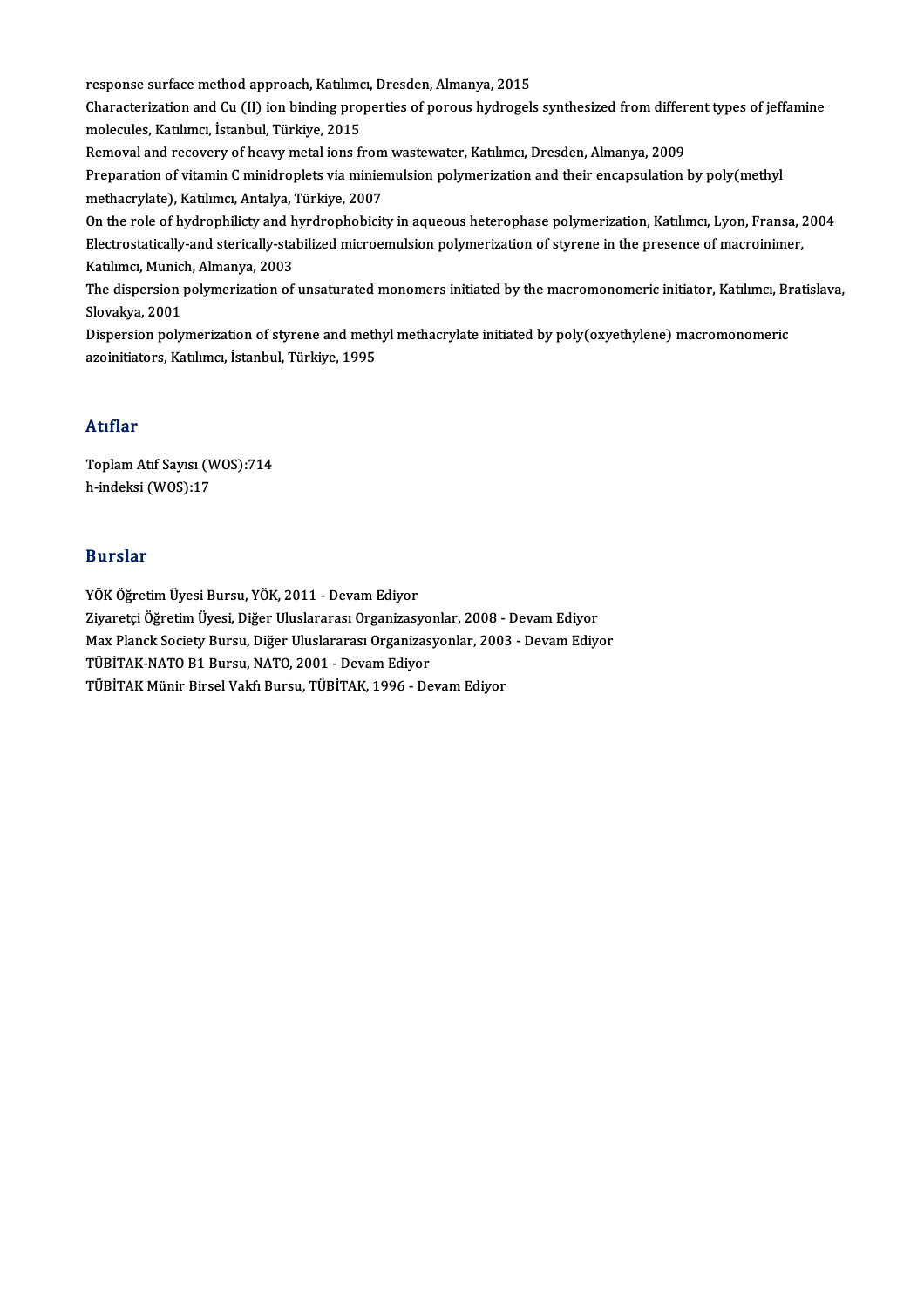response surface method approach, Katılımcı, Dresden, Almanya, 2015

Characterization and Cu (II) ion binding properties of porous hydrogels synthesized from different types of jeffamine molecules, Katılımcı, İstanbul, Türkiye, 2015

Removal and recovery of heavy metal ions from wastewater, Katılımcı, Dresden, Almanya, 2009

Preparation of vitamin C minidroplets via miniemulsion polymerization and their encapsulation by poly(methyl methacrylate), Katılımcı, Antalya, Türkiye, 2007

On the role of hydrophilicty and hyrdrophobicity in aqueous heterophase polymerization, Katılımcı, Lyon, Fransa, 2004

Electrostatically-and sterically-stabilized microemulsion polymerization of styrene in the presence of macroinimer, Katılımcı, Munich, Almanya, 2003

The dispersion polymerization of unsaturated monomers initiated by the macromonomeric initiator, Katılımcı, Bratislava, Slovakya, 2001

Dispersion polymerization of styrene and methyl methacrylate initiated by poly(oxyethylene) macromonomeric azoinitiators, Katılımcı, İstanbul, Türkiye, 1995

## Atıflar

Toplam Atıf Sayısı (WOS):714

h-indeksi (WOS):17

## Burslar

YÖK Öğretim Üyesi Bursu, YÖK, 2011 - Devam Ediyor

Ziyaretçi Öğretim Üyesi, Diğer Uluslararası Organizasyonlar, 2008 - Devam Ediyor

Max Planck Society Bursu, Diğer Uluslararası Organizasyonlar, 2003 - Devam Ediyor

TÜBİTAK-NATO B1 Bursu, NATO, 2001 - Devam Ediyor

TÜBİTAK Münir Birsel Vakfı Bursu, TÜBİTAK, 1996 - Devam Ediyor